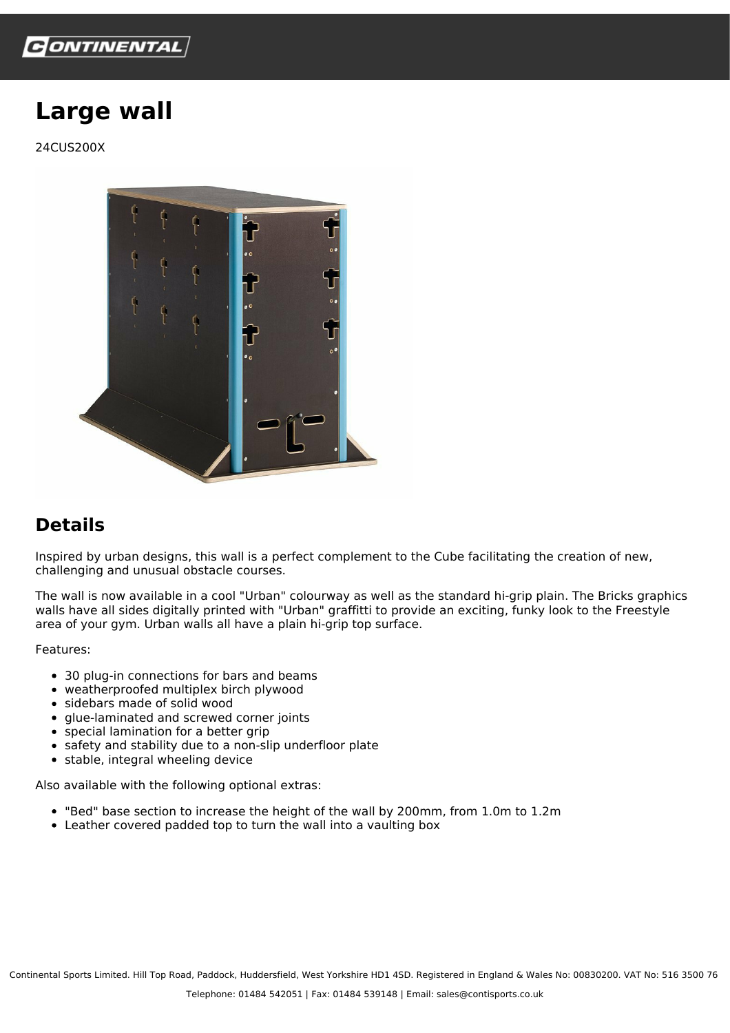# Large wall

24CUS200X

## Details

Inspired by urban designs, this wall is a perfect complement to the Cube facilitating the creation of new, challenging and unusual obstacle courses.

The wall is now available in a cool "Urban" colourway as well as the standard hi-grip plain. The Bricks graphics walls have all sides digitally printed with "Urban" graffitti to provide an exciting, funky look to the Freestyle area of your gym. Urban walls all have a plain hi-grip top surface.

Features:

- 30 plug-in connections for bars and beams
- weatherproofed multiplex birch plywood
- sidebars made of solid wood
- glue-laminated and screwed corner joints
- special lamination for a better grip
- safety and stability due to a non-slip underfloor plate
- stable, integral wheeling device

Also available with the following optional extras:

- "Bed" base section to increase the height of the wall by 200mm, from 1.0m to 1.2m
- Leather covered padded top to turn the wall into a vaulting box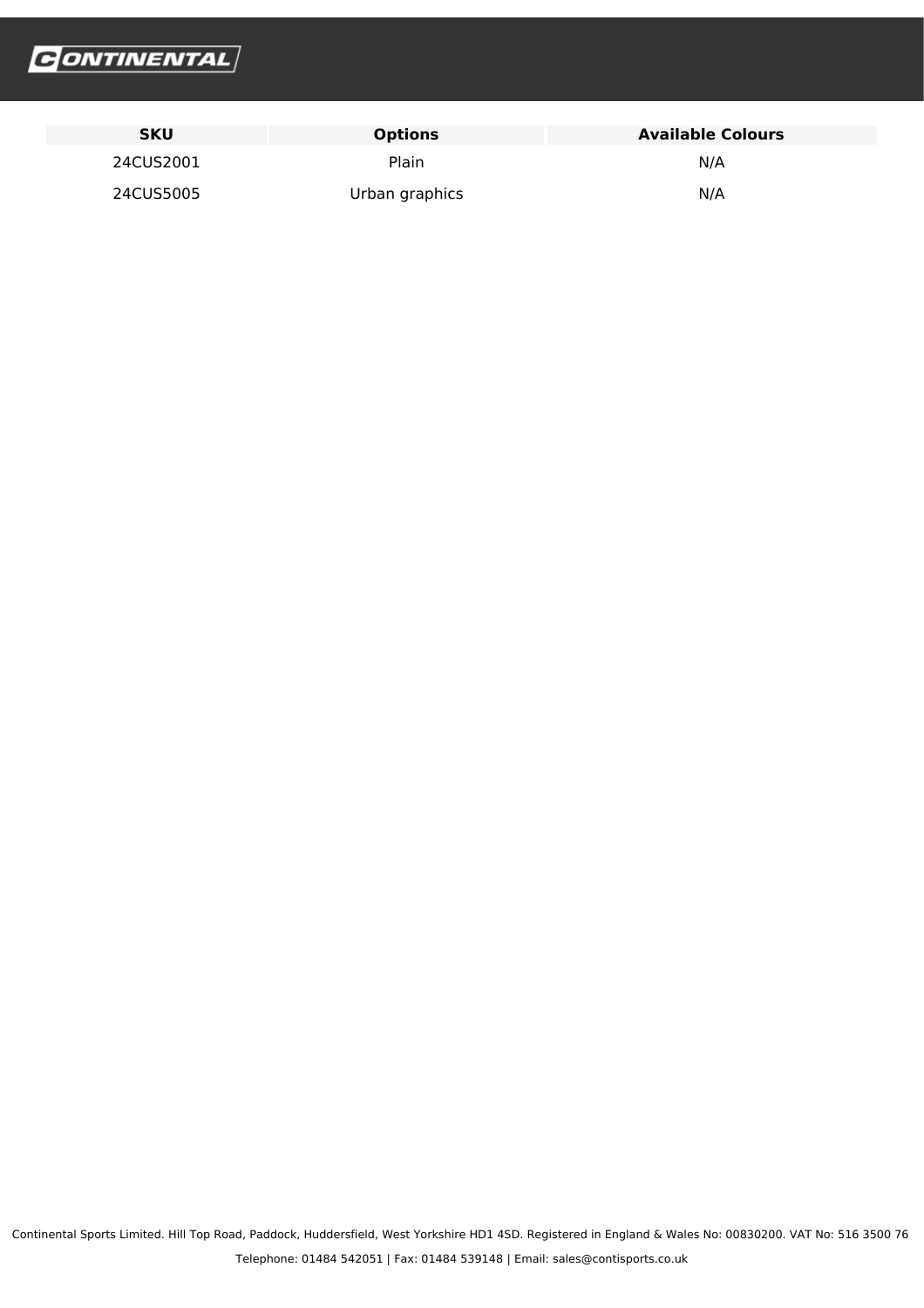| SKU | Options | Available Colours |
| --- | --- | --- |
| 24CUS2001 | Plain | N/A |
| 24CUS5005 | Urban graphics | N/A |